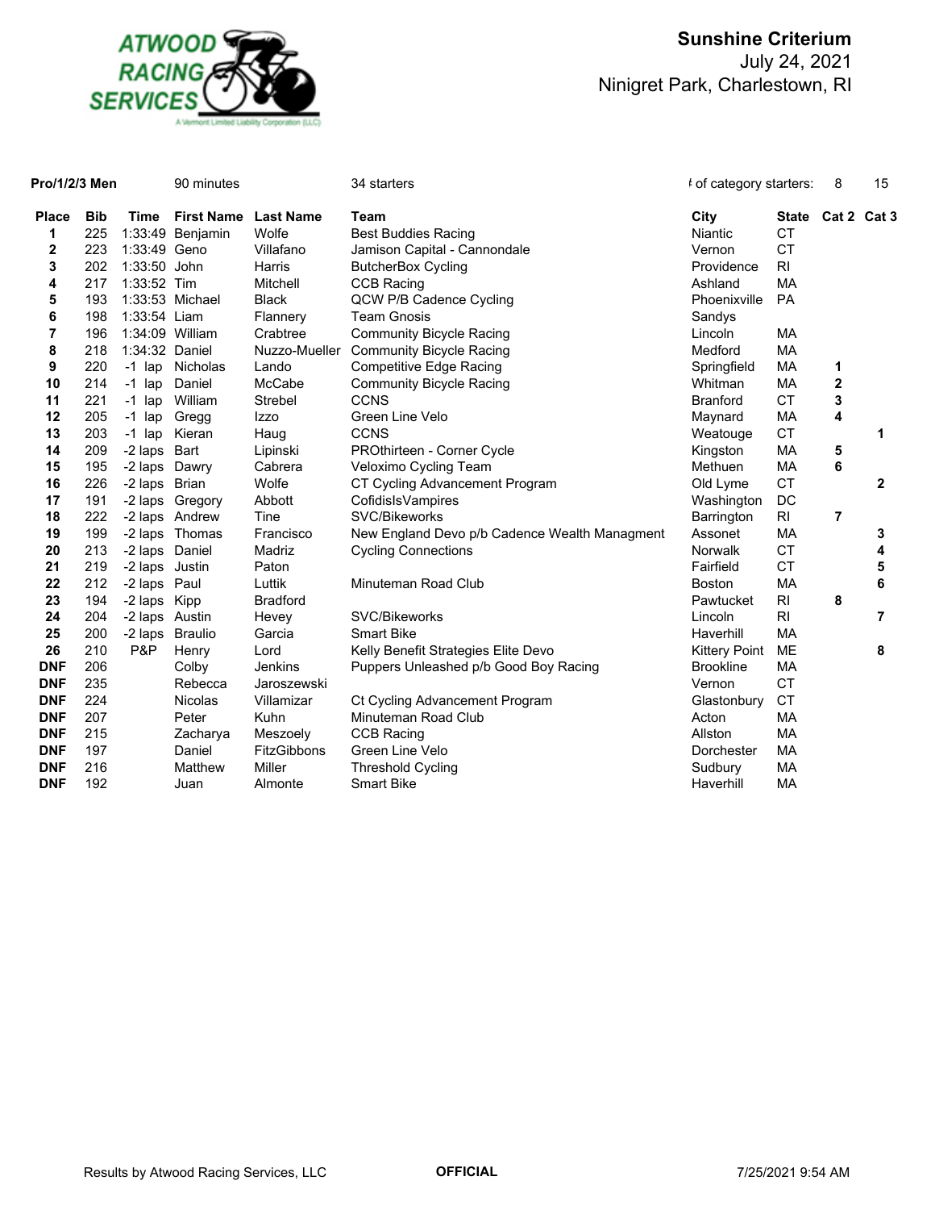ATWOOD RACING SERVICES
A Vermont Limited Liability Corporation (LLC)

# Sunshine Criterium

July 24, 2021

Ninigret Park, Charlestown, RI

**Pro/1/2/3 Men** 90 minutes 34 starters # of category starters: 8 15

| Place | Bib | Time | First Name | Last Name | Team | City | State | Cat 2 | Cat 3 |
|---|---|---|---|---|---|---|---|---|---|
| 1 | 225 | 1:33:49 | Benjamin | Wolfe | Best Buddies Racing | Niantic | CT | | |
| 2 | 223 | 1:33:49 | Geno | Villafano | Jamison Capital - Cannondale | Vernon | CT | | |
| 3 | 202 | 1:33:50 | John | Harris | ButcherBox Cycling | Providence | RI | | |
| 4 | 217 | 1:33:52 | Tim | Mitchell | CCB Racing | Ashland | MA | | |
| 5 | 193 | 1:33:53 | Michael | Black | QCW P/B Cadence Cycling | Phoenixville | PA | | |
| 6 | 198 | 1:33:54 | Liam | Flannery | Team Gnosis | Sandys | | | |
| 7 | 196 | 1:34:09 | William | Crabtree | Community Bicycle Racing | Lincoln | MA | | |
| 8 | 218 | 1:34:32 | Daniel | Nuzzo-Mueller | Community Bicycle Racing | Medford | MA | | |
| 9 | 220 | -1 lap | Nicholas | Lando | Competitive Edge Racing | Springfield | MA | 1 | |
| 10 | 214 | -1 lap | Daniel | McCabe | Community Bicycle Racing | Whitman | MA | 2 | |
| 11 | 221 | -1 lap | William | Strebel | CCNS | Branford | CT | 3 | |
| 12 | 205 | -1 lap | Gregg | Izzo | Green Line Velo | Maynard | MA | 4 | |
| 13 | 203 | -1 lap | Kieran | Haug | CCNS | Weatouge | CT | | 1 |
| 14 | 209 | -2 laps | Bart | Lipinski | PROthirteen - Corner Cycle | Kingston | MA | 5 | |
| 15 | 195 | -2 laps | Dawry | Cabrera | Veloximo Cycling Team | Methuen | MA | 6 | |
| 16 | 226 | -2 laps | Brian | Wolfe | CT Cycling Advancement Program | Old Lyme | CT | | 2 |
| 17 | 191 | -2 laps | Gregory | Abbott | CofidisIsVampires | Washington | DC | | |
| 18 | 222 | -2 laps | Andrew | Tine | SVC/Bikeworks | Barrington | RI | 7 | |
| 19 | 199 | -2 laps | Thomas | Francisco | New England Devo p/b Cadence Wealth Managment | Assonet | MA | | 3 |
| 20 | 213 | -2 laps | Daniel | Madriz | Cycling Connections | Norwalk | CT | | 4 |
| 21 | 219 | -2 laps | Justin | Paton | | Fairfield | CT | | 5 |
| 22 | 212 | -2 laps | Paul | Luttik | Minuteman Road Club | Boston | MA | | 6 |
| 23 | 194 | -2 laps | Kipp | Bradford | | Pawtucket | RI | 8 | |
| 24 | 204 | -2 laps | Austin | Hevey | SVC/Bikeworks | Lincoln | RI | | 7 |
| 25 | 200 | -2 laps | Braulio | Garcia | Smart Bike | Haverhill | MA | | |
| 26 | 210 | P&P | Henry | Lord | Kelly Benefit Strategies Elite Devo | Kittery Point | ME | | 8 |
| DNF | 206 | | Colby | Jenkins | Puppers Unleashed p/b Good Boy Racing | Brookline | MA | | |
| DNF | 235 | | Rebecca | Jaroszewski | | Vernon | CT | | |
| DNF | 224 | | Nicolas | Villamizar | Ct Cycling Advancement Program | Glastonbury | CT | | |
| DNF | 207 | | Peter | Kuhn | Minuteman Road Club | Acton | MA | | |
| DNF | 215 | | Zacharya | Meszoely | CCB Racing | Allston | MA | | |
| DNF | 197 | | Daniel | FitzGibbons | Green Line Velo | Dorchester | MA | | |
| DNF | 216 | | Matthew | Miller | Threshold Cycling | Sudbury | MA | | |
| DNF | 192 | | Juan | Almonte | Smart Bike | Haverhill | MA | | |

Results by Atwood Racing Services, LLC **OFFICIAL** 7/25/2021 9:54 AM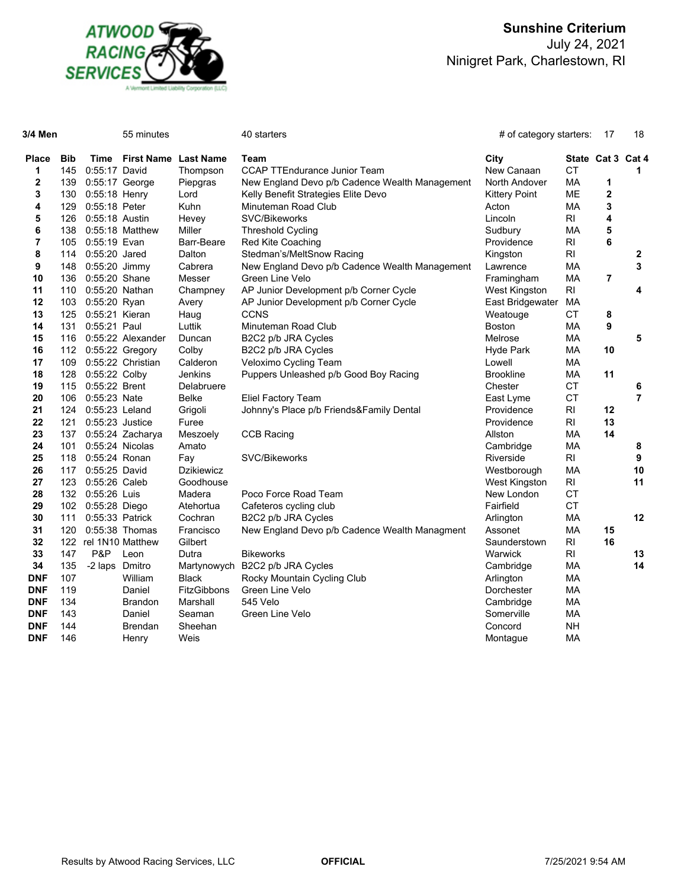**ATWOOD RACING SERVICES**
A Vermont Limited Liability Corporation (LLC)

# Sunshine Criterium

July 24, 2021

Ninigret Park, Charlestown, RI

**3/4 Men** 55 minutes 40 starters # of category starters: 17 18

| Place | Bib | Time | First Name | Last Name | Team | City | State | Cat 3 | Cat 4 |
|---|---|---|---|---|---|---|---|---|---|
| **1** | 145 | 0:55:17 | David | Thompson | CCAP TTEndurance Junior Team | New Canaan | CT | | **1** |
| **2** | 139 | 0:55:17 | George | Piepgras | New England Devo p/b Cadence Wealth Management | North Andover | MA | **1** | |
| **3** | 130 | 0:55:18 | Henry | Lord | Kelly Benefit Strategies Elite Devo | Kittery Point | ME | **2** | |
| **4** | 129 | 0:55:18 | Peter | Kuhn | Minuteman Road Club | Acton | MA | **3** | |
| **5** | 126 | 0:55:18 | Austin | Hevey | SVC/Bikeworks | Lincoln | RI | **4** | |
| **6** | 138 | 0:55:18 | Matthew | Miller | Threshold Cycling | Sudbury | MA | **5** | |
| **7** | 105 | 0:55:19 | Evan | Barr-Beare | Red Kite Coaching | Providence | RI | **6** | |
| **8** | 114 | 0:55:20 | Jared | Dalton | Stedman's/MeltSnow Racing | Kingston | RI | | **2** |
| **9** | 148 | 0:55:20 | Jimmy | Cabrera | New England Devo p/b Cadence Wealth Management | Lawrence | MA | | **3** |
| **10** | 136 | 0:55:20 | Shane | Messer | Green Line Velo | Framingham | MA | **7** | |
| **11** | 110 | 0:55:20 | Nathan | Champney | AP Junior Development p/b Corner Cycle | West Kingston | RI | | **4** |
| **12** | 103 | 0:55:20 | Ryan | Avery | AP Junior Development p/b Corner Cycle | East Bridgewater | MA | | |
| **13** | 125 | 0:55:21 | Kieran | Haug | CCNS | Weatouge | CT | **8** | |
| **14** | 131 | 0:55:21 | Paul | Luttik | Minuteman Road Club | Boston | MA | **9** | |
| **15** | 116 | 0:55:22 | Alexander | Duncan | B2C2 p/b JRA Cycles | Melrose | MA | | **5** |
| **16** | 112 | 0:55:22 | Gregory | Colby | B2C2 p/b JRA Cycles | Hyde Park | MA | **10** | |
| **17** | 109 | 0:55:22 | Christian | Calderon | Veloximo Cycling Team | Lowell | MA | | |
| **18** | 128 | 0:55:22 | Colby | Jenkins | Puppers Unleashed p/b Good Boy Racing | Brookline | MA | **11** | |
| **19** | 115 | 0:55:22 | Brent | Delabruere | | Chester | CT | | **6** |
| **20** | 106 | 0:55:23 | Nate | Belke | Eliel Factory Team | East Lyme | CT | | **7** |
| **21** | 124 | 0:55:23 | Leland | Grigoli | Johnny's Place p/b Friends&Family Dental | Providence | RI | **12** | |
| **22** | 121 | 0:55:23 | Justice | Furee | | Providence | RI | **13** | |
| **23** | 137 | 0:55:24 | Zacharya | Meszoely | CCB Racing | Allston | MA | **14** | |
| **24** | 101 | 0:55:24 | Nicolas | Amato | | Cambridge | MA | | **8** |
| **25** | 118 | 0:55:24 | Ronan | Fay | SVC/Bikeworks | Riverside | RI | | **9** |
| **26** | 117 | 0:55:25 | David | Dzikiewicz | | Westborough | MA | | **10** |
| **27** | 123 | 0:55:26 | Caleb | Goodhouse | | West Kingston | RI | | **11** |
| **28** | 132 | 0:55:26 | Luis | Madera | Poco Force Road Team | New London | CT | | |
| **29** | 102 | 0:55:28 | Diego | Atehortua | Cafeteros cycling club | Fairfield | CT | | |
| **30** | 111 | 0:55:33 | Patrick | Cochran | B2C2 p/b JRA Cycles | Arlington | MA | | **12** |
| **31** | 120 | 0:55:38 | Thomas | Francisco | New England Devo p/b Cadence Wealth Managment | Assonet | MA | **15** | |
| **32** | 122 | rel 1N10 | Matthew | Gilbert | | Saunderstown | RI | **16** | |
| **33** | 147 | P&P | Leon | Dutra | Bikeworks | Warwick | RI | | **13** |
| **34** | 135 | -2 laps | Dmitro | Martynowych | B2C2 p/b JRA Cycles | Cambridge | MA | | **14** |
| **DNF** | 107 | | William | Black | Rocky Mountain Cycling Club | Arlington | MA | | |
| **DNF** | 119 | | Daniel | FitzGibbons | Green Line Velo | Dorchester | MA | | |
| **DNF** | 134 | | Brandon | Marshall | 545 Velo | Cambridge | MA | | |
| **DNF** | 143 | | Daniel | Seaman | Green Line Velo | Somerville | MA | | |
| **DNF** | 144 | | Brendan | Sheehan | | Concord | NH | | |
| **DNF** | 146 | | Henry | Weis | | Montague | MA | | |

Results by Atwood Racing Services, LLC **OFFICIAL** 7/25/2021 9:54 AM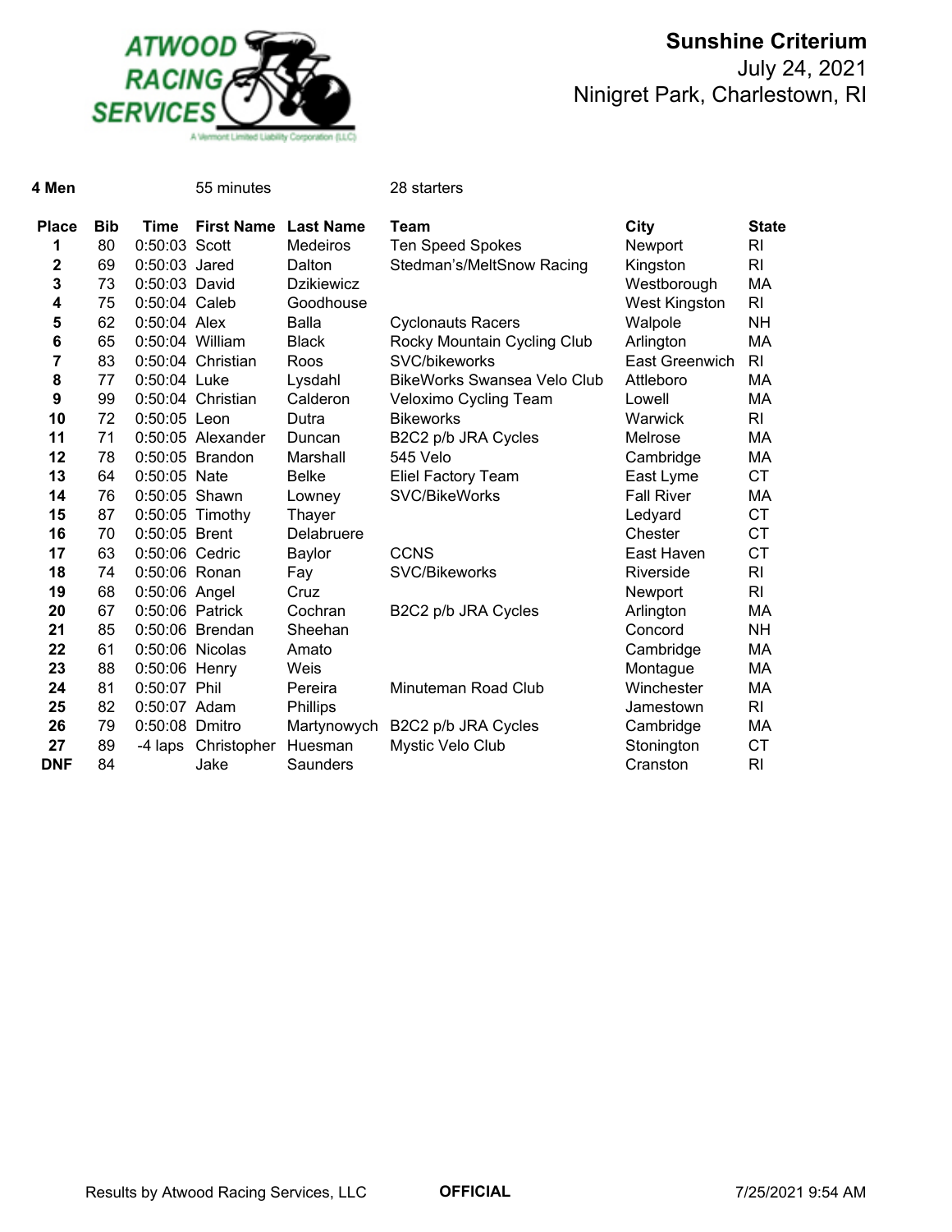# Sunshine Criterium

July 24, 2021

Ninigret Park, Charlestown, RI

**4 Men** 55 minutes 28 starters

| Place | Bib | Time | First Name | Last Name | Team | City | State |
|---|---|---|---|---|---|---|---|
| 1 | 80 | 0:50:03 | Scott | Medeiros | Ten Speed Spokes | Newport | RI |
| 2 | 69 | 0:50:03 | Jared | Dalton | Stedman's/MeltSnow Racing | Kingston | RI |
| 3 | 73 | 0:50:03 | David | Dzikiewicz | | Westborough | MA |
| 4 | 75 | 0:50:04 | Caleb | Goodhouse | | West Kingston | RI |
| 5 | 62 | 0:50:04 | Alex | Balla | Cyclonauts Racers | Walpole | NH |
| 6 | 65 | 0:50:04 | William | Black | Rocky Mountain Cycling Club | Arlington | MA |
| 7 | 83 | 0:50:04 | Christian | Roos | SVC/bikeworks | East Greenwich | RI |
| 8 | 77 | 0:50:04 | Luke | Lysdahl | BikeWorks Swansea Velo Club | Attleboro | MA |
| 9 | 99 | 0:50:04 | Christian | Calderon | Veloximo Cycling Team | Lowell | MA |
| 10 | 72 | 0:50:05 | Leon | Dutra | Bikeworks | Warwick | RI |
| 11 | 71 | 0:50:05 | Alexander | Duncan | B2C2 p/b JRA Cycles | Melrose | MA |
| 12 | 78 | 0:50:05 | Brandon | Marshall | 545 Velo | Cambridge | MA |
| 13 | 64 | 0:50:05 | Nate | Belke | Eliel Factory Team | East Lyme | CT |
| 14 | 76 | 0:50:05 | Shawn | Lowney | SVC/BikeWorks | Fall River | MA |
| 15 | 87 | 0:50:05 | Timothy | Thayer | | Ledyard | CT |
| 16 | 70 | 0:50:05 | Brent | Delabruere | | Chester | CT |
| 17 | 63 | 0:50:06 | Cedric | Baylor | CCNS | East Haven | CT |
| 18 | 74 | 0:50:06 | Ronan | Fay | SVC/Bikeworks | Riverside | RI |
| 19 | 68 | 0:50:06 | Angel | Cruz | | Newport | RI |
| 20 | 67 | 0:50:06 | Patrick | Cochran | B2C2 p/b JRA Cycles | Arlington | MA |
| 21 | 85 | 0:50:06 | Brendan | Sheehan | | Concord | NH |
| 22 | 61 | 0:50:06 | Nicolas | Amato | | Cambridge | MA |
| 23 | 88 | 0:50:06 | Henry | Weis | | Montague | MA |
| 24 | 81 | 0:50:07 | Phil | Pereira | Minuteman Road Club | Winchester | MA |
| 25 | 82 | 0:50:07 | Adam | Phillips | | Jamestown | RI |
| 26 | 79 | 0:50:08 | Dmitro | Martynowych | B2C2 p/b JRA Cycles | Cambridge | MA |
| 27 | 89 | -4 laps | Christopher | Huesman | Mystic Velo Club | Stonington | CT |
| DNF | 84 | | Jake | Saunders | | Cranston | RI |

Results by Atwood Racing Services, LLC **OFFICIAL** 7/25/2021 9:54 AM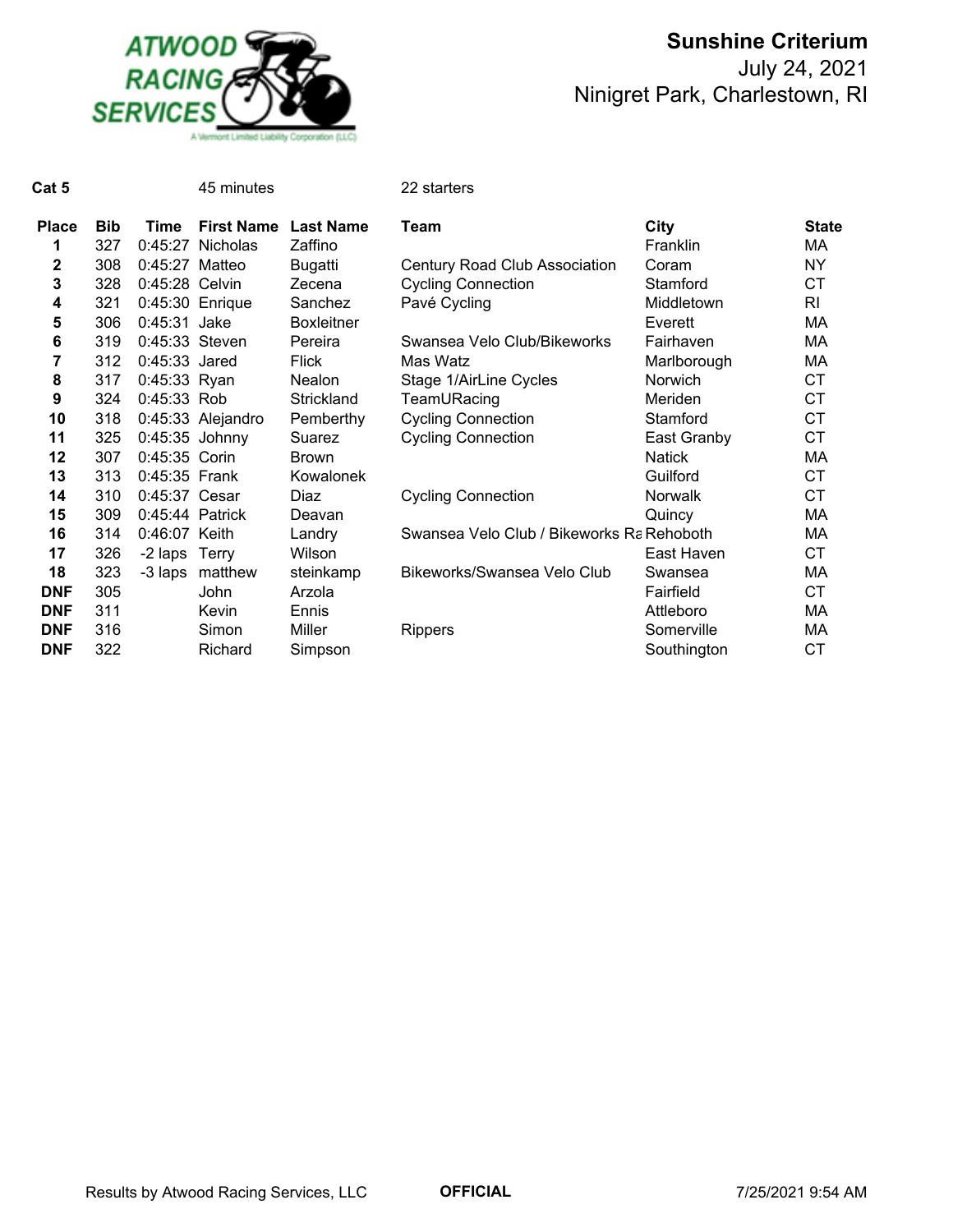**Sunshine Criterium**
July 24, 2021
Ninigret Park, Charlestown, RI

**Cat 5** 45 minutes 22 starters

| Place | Bib | Time | First Name | Last Name | Team | City | State |
|---|---|---|---|---|---|---|---|
| 1 | 327 | 0:45:27 | Nicholas | Zaffino | | Franklin | MA |
| 2 | 308 | 0:45:27 | Matteo | Bugatti | Century Road Club Association | Coram | NY |
| 3 | 328 | 0:45:28 | Celvin | Zecena | Cycling Connection | Stamford | CT |
| 4 | 321 | 0:45:30 | Enrique | Sanchez | Pavé Cycling | Middletown | RI |
| 5 | 306 | 0:45:31 | Jake | Boxleitner | | Everett | MA |
| 6 | 319 | 0:45:33 | Steven | Pereira | Swansea Velo Club/Bikeworks | Fairhaven | MA |
| 7 | 312 | 0:45:33 | Jared | Flick | Mas Watz | Marlborough | MA |
| 8 | 317 | 0:45:33 | Ryan | Nealon | Stage 1/AirLine Cycles | Norwich | CT |
| 9 | 324 | 0:45:33 | Rob | Strickland | TeamURacing | Meriden | CT |
| 10 | 318 | 0:45:33 | Alejandro | Pemberthy | Cycling Connection | Stamford | CT |
| 11 | 325 | 0:45:35 | Johnny | Suarez | Cycling Connection | East Granby | CT |
| 12 | 307 | 0:45:35 | Corin | Brown | | Natick | MA |
| 13 | 313 | 0:45:35 | Frank | Kowalonek | | Guilford | CT |
| 14 | 310 | 0:45:37 | Cesar | Diaz | Cycling Connection | Norwalk | CT |
| 15 | 309 | 0:45:44 | Patrick | Deavan | | Quincy | MA |
| 16 | 314 | 0:46:07 | Keith | Landry | Swansea Velo Club / Bikeworks Ra | Rehoboth | MA |
| 17 | 326 | -2 laps | Terry | Wilson | | East Haven | CT |
| 18 | 323 | -3 laps | matthew | steinkamp | Bikeworks/Swansea Velo Club | Swansea | MA |
| DNF | 305 | | John | Arzola | | Fairfield | CT |
| DNF | 311 | | Kevin | Ennis | | Attleboro | MA |
| DNF | 316 | | Simon | Miller | Rippers | Somerville | MA |
| DNF | 322 | | Richard | Simpson | | Southington | CT |

Results by Atwood Racing Services, LLC **OFFICIAL** 7/25/2021 9:54 AM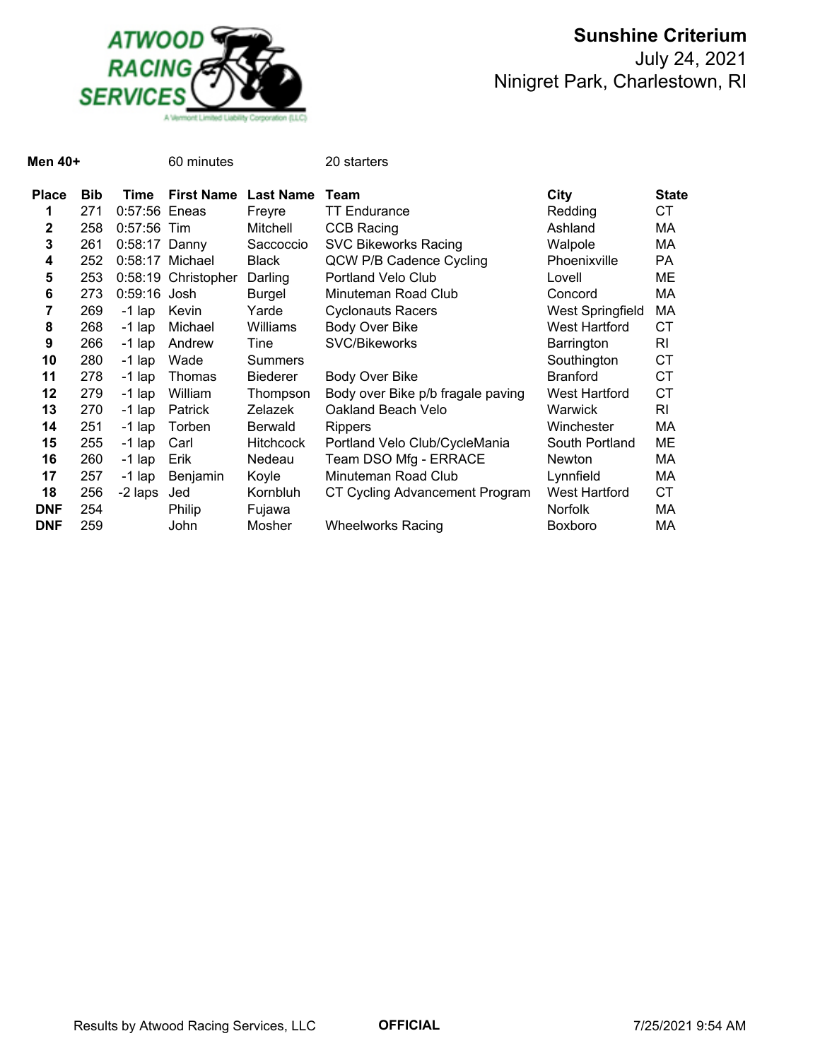**Sunshine Criterium**
July 24, 2021
Ninigret Park, Charlestown, RI

**Men 40+** 60 minutes 20 starters

| Place | Bib | Time | First Name | Last Name | Team | City | State |
|---|---|---|---|---|---|---|---|
| 1 | 271 | 0:57:56 | Eneas | Freyre | TT Endurance | Redding | CT |
| 2 | 258 | 0:57:56 | Tim | Mitchell | CCB Racing | Ashland | MA |
| 3 | 261 | 0:58:17 | Danny | Saccoccio | SVC Bikeworks Racing | Walpole | MA |
| 4 | 252 | 0:58:17 | Michael | Black | QCW P/B Cadence Cycling | Phoenixville | PA |
| 5 | 253 | 0:58:19 | Christopher | Darling | Portland Velo Club | Lovell | ME |
| 6 | 273 | 0:59:16 | Josh | Burgel | Minuteman Road Club | Concord | MA |
| 7 | 269 | -1 lap | Kevin | Yarde | Cyclonauts Racers | West Springfield | MA |
| 8 | 268 | -1 lap | Michael | Williams | Body Over Bike | West Hartford | CT |
| 9 | 266 | -1 lap | Andrew | Tine | SVC/Bikeworks | Barrington | RI |
| 10 | 280 | -1 lap | Wade | Summers | | Southington | CT |
| 11 | 278 | -1 lap | Thomas | Biederer | Body Over Bike | Branford | CT |
| 12 | 279 | -1 lap | William | Thompson | Body over Bike p/b fragale paving | West Hartford | CT |
| 13 | 270 | -1 lap | Patrick | Zelazek | Oakland Beach Velo | Warwick | RI |
| 14 | 251 | -1 lap | Torben | Berwald | Rippers | Winchester | MA |
| 15 | 255 | -1 lap | Carl | Hitchcock | Portland Velo Club/CycleMania | South Portland | ME |
| 16 | 260 | -1 lap | Erik | Nedeau | Team DSO Mfg - ERRACE | Newton | MA |
| 17 | 257 | -1 lap | Benjamin | Koyle | Minuteman Road Club | Lynnfield | MA |
| 18 | 256 | -2 laps | Jed | Kornbluh | CT Cycling Advancement Program | West Hartford | CT |
| DNF | 254 | | Philip | Fujawa | | Norfolk | MA |
| DNF | 259 | | John | Mosher | Wheelworks Racing | Boxboro | MA |

Results by Atwood Racing Services, LLC **OFFICIAL** 7/25/2021 9:54 AM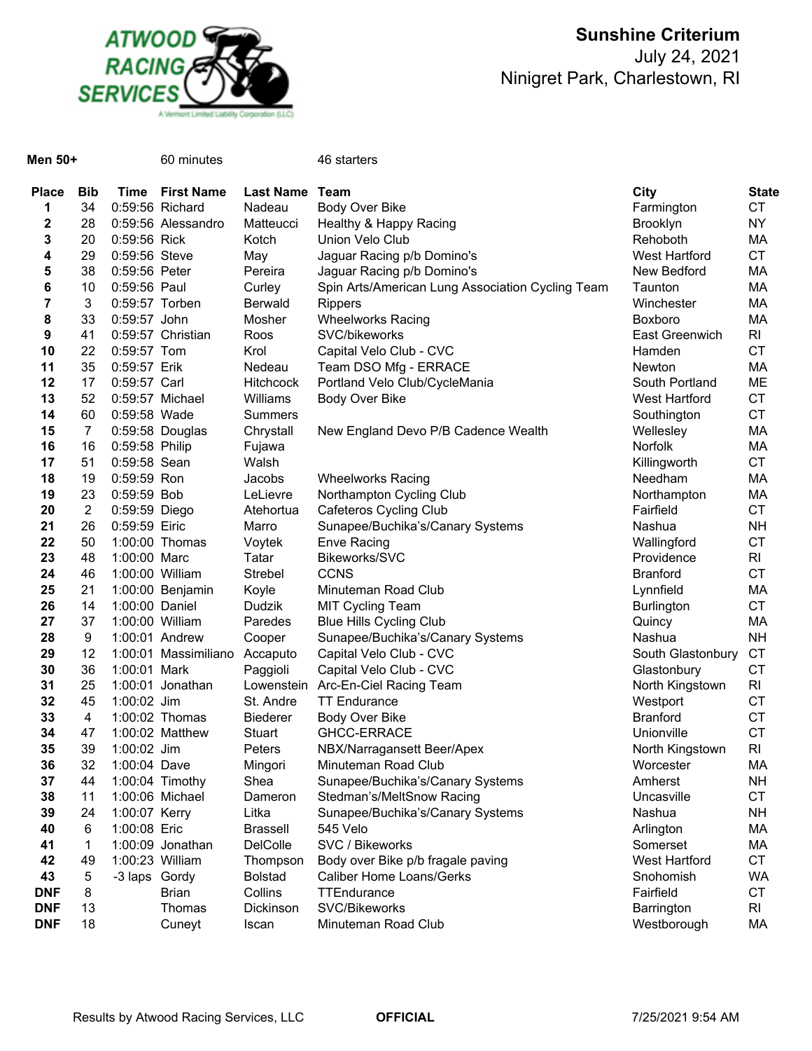# Sunshine Criterium

July 24, 2021

Ninigret Park, Charlestown, RI

**Men 50+** 60 minutes 46 starters

| Place | Bib | Time | First Name | Last Name | Team | City | State |
|---|---|---|---|---|---|---|---|
| 1 | 34 | 0:59:56 | Richard | Nadeau | Body Over Bike | Farmington | CT |
| 2 | 28 | 0:59:56 | Alessandro | Matteucci | Healthy & Happy Racing | Brooklyn | NY |
| 3 | 20 | 0:59:56 | Rick | Kotch | Union Velo Club | Rehoboth | MA |
| 4 | 29 | 0:59:56 | Steve | May | Jaguar Racing p/b Domino's | West Hartford | CT |
| 5 | 38 | 0:59:56 | Peter | Pereira | Jaguar Racing p/b Domino's | New Bedford | MA |
| 6 | 10 | 0:59:56 | Paul | Curley | Spin Arts/American Lung Association Cycling Team | Taunton | MA |
| 7 | 3 | 0:59:57 | Torben | Berwald | Rippers | Winchester | MA |
| 8 | 33 | 0:59:57 | John | Mosher | Wheelworks Racing | Boxboro | MA |
| 9 | 41 | 0:59:57 | Christian | Roos | SVC/bikeworks | East Greenwich | RI |
| 10 | 22 | 0:59:57 | Tom | Krol | Capital Velo Club - CVC | Hamden | CT |
| 11 | 35 | 0:59:57 | Erik | Nedeau | Team DSO Mfg - ERRACE | Newton | MA |
| 12 | 17 | 0:59:57 | Carl | Hitchcock | Portland Velo Club/CycleMania | South Portland | ME |
| 13 | 52 | 0:59:57 | Michael | Williams | Body Over Bike | West Hartford | CT |
| 14 | 60 | 0:59:58 | Wade | Summers | | Southington | CT |
| 15 | 7 | 0:59:58 | Douglas | Chrystall | New England Devo P/B Cadence Wealth | Wellesley | MA |
| 16 | 16 | 0:59:58 | Philip | Fujawa | | Norfolk | MA |
| 17 | 51 | 0:59:58 | Sean | Walsh | | Killingworth | CT |
| 18 | 19 | 0:59:59 | Ron | Jacobs | Wheelworks Racing | Needham | MA |
| 19 | 23 | 0:59:59 | Bob | LeLievre | Northampton Cycling Club | Northampton | MA |
| 20 | 2 | 0:59:59 | Diego | Atehortua | Cafeteros Cycling Club | Fairfield | CT |
| 21 | 26 | 0:59:59 | Eiric | Marro | Sunapee/Buchika's/Canary Systems | Nashua | NH |
| 22 | 50 | 1:00:00 | Thomas | Voytek | Enve Racing | Wallingford | CT |
| 23 | 48 | 1:00:00 | Marc | Tatar | Bikeworks/SVC | Providence | RI |
| 24 | 46 | 1:00:00 | William | Strebel | CCNS | Branford | CT |
| 25 | 21 | 1:00:00 | Benjamin | Koyle | Minuteman Road Club | Lynnfield | MA |
| 26 | 14 | 1:00:00 | Daniel | Dudzik | MIT Cycling Team | Burlington | CT |
| 27 | 37 | 1:00:00 | William | Paredes | Blue Hills Cycling Club | Quincy | MA |
| 28 | 9 | 1:00:01 | Andrew | Cooper | Sunapee/Buchika's/Canary Systems | Nashua | NH |
| 29 | 12 | 1:00:01 | Massimiliano | Accaputo | Capital Velo Club - CVC | South Glastonbury | CT |
| 30 | 36 | 1:00:01 | Mark | Paggioli | Capital Velo Club - CVC | Glastonbury | CT |
| 31 | 25 | 1:00:01 | Jonathan | Lowenstein | Arc-En-Ciel Racing Team | North Kingstown | RI |
| 32 | 45 | 1:00:02 | Jim | St. Andre | TT Endurance | Westport | CT |
| 33 | 4 | 1:00:02 | Thomas | Biederer | Body Over Bike | Branford | CT |
| 34 | 47 | 1:00:02 | Matthew | Stuart | GHCC-ERRACE | Unionville | CT |
| 35 | 39 | 1:00:02 | Jim | Peters | NBX/Narragansett Beer/Apex | North Kingstown | RI |
| 36 | 32 | 1:00:04 | Dave | Mingori | Minuteman Road Club | Worcester | MA |
| 37 | 44 | 1:00:04 | Timothy | Shea | Sunapee/Buchika's/Canary Systems | Amherst | NH |
| 38 | 11 | 1:00:06 | Michael | Dameron | Stedman's/MeltSnow Racing | Uncasville | CT |
| 39 | 24 | 1:00:07 | Kerry | Litka | Sunapee/Buchika's/Canary Systems | Nashua | NH |
| 40 | 6 | 1:00:08 | Eric | Brassell | 545 Velo | Arlington | MA |
| 41 | 1 | 1:00:09 | Jonathan | DelColle | SVC / Bikeworks | Somerset | MA |
| 42 | 49 | 1:00:23 | William | Thompson | Body over Bike p/b fragale paving | West Hartford | CT |
| 43 | 5 | -3 laps | Gordy | Bolstad | Caliber Home Loans/Gerks | Snohomish | WA |
| DNF | 8 | | Brian | Collins | TTEndurance | Fairfield | CT |
| DNF | 13 | | Thomas | Dickinson | SVC/Bikeworks | Barrington | RI |
| DNF | 18 | | Cuneyt | Iscan | Minuteman Road Club | Westborough | MA |

Results by Atwood Racing Services, LLC **OFFICIAL** 7/25/2021 9:54 AM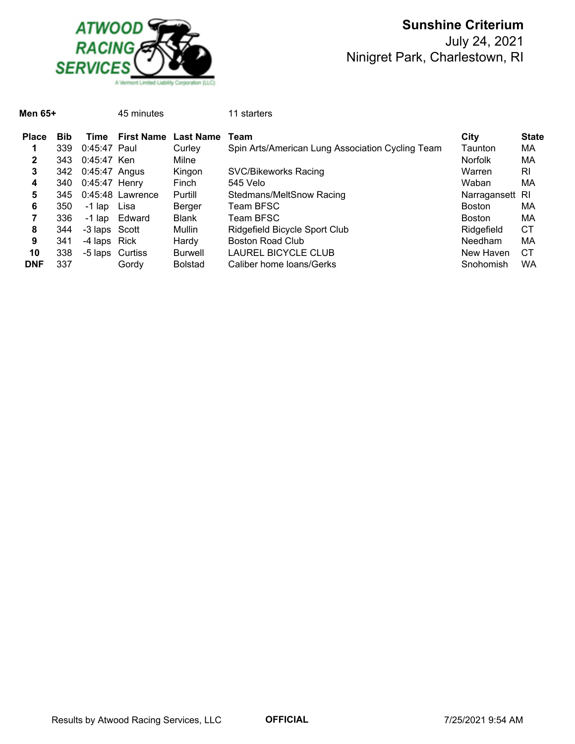ATWOOD RACING SERVICES
A Vermont Limited Liability Corporation (LLC)

# Sunshine Criterium

July 24, 2021

Ninigret Park, Charlestown, RI

**Men 65+** 45 minutes 11 starters

| Place | Bib | Time | First Name | Last Name | Team | City | State |
|---|---|---|---|---|---|---|---|
| 1 | 339 | 0:45:47 | Paul | Curley | Spin Arts/American Lung Association Cycling Team | Taunton | MA |
| 2 | 343 | 0:45:47 | Ken | Milne | | Norfolk | MA |
| 3 | 342 | 0:45:47 | Angus | Kingon | SVC/Bikeworks Racing | Warren | RI |
| 4 | 340 | 0:45:47 | Henry | Finch | 545 Velo | Waban | MA |
| 5 | 345 | 0:45:48 | Lawrence | Purtill | Stedmans/MeltSnow Racing | Narragansett | RI |
| 6 | 350 | -1 lap | Lisa | Berger | Team BFSC | Boston | MA |
| 7 | 336 | -1 lap | Edward | Blank | Team BFSC | Boston | MA |
| 8 | 344 | -3 laps | Scott | Mullin | Ridgefield Bicycle Sport Club | Ridgefield | CT |
| 9 | 341 | -4 laps | Rick | Hardy | Boston Road Club | Needham | MA |
| 10 | 338 | -5 laps | Curtiss | Burwell | LAUREL BICYCLE CLUB | New Haven | CT |
| DNF | 337 | | Gordy | Bolstad | Caliber home loans/Gerks | Snohomish | WA |

Results by Atwood Racing Services, LLC **OFFICIAL** 7/25/2021 9:54 AM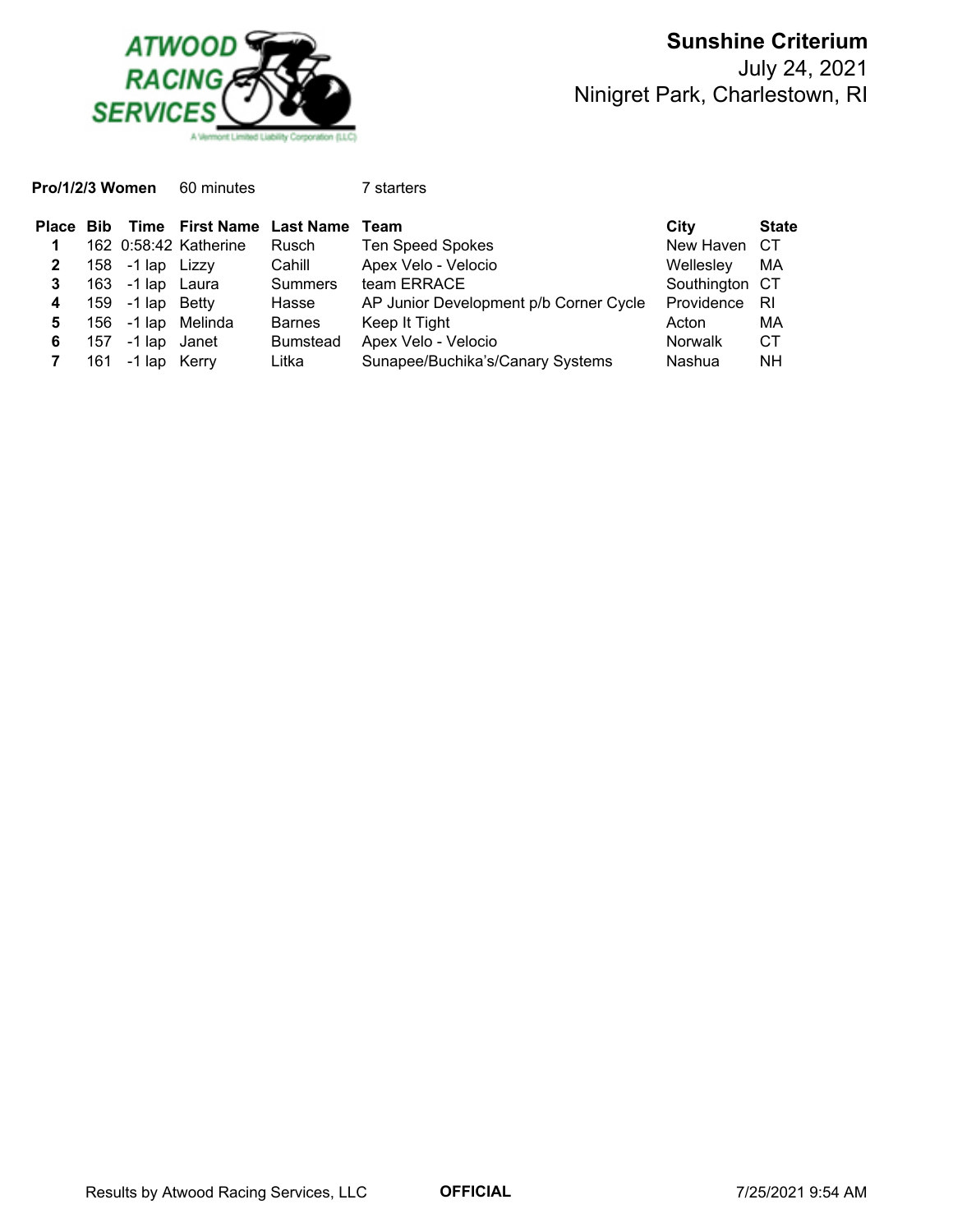# Sunshine Criterium

July 24, 2021

Ninigret Park, Charlestown, RI

**Pro/1/2/3 Women** 60 minutes 7 starters

| Place | Bib | Time | First Name | Last Name | Team | City | State |
|---|---|---|---|---|---|---|---|
| 1 | 162 | 0:58:42 | Katherine | Rusch | Ten Speed Spokes | New Haven | CT |
| 2 | 158 | -1 lap | Lizzy | Cahill | Apex Velo - Velocio | Wellesley | MA |
| 3 | 163 | -1 lap | Laura | Summers | team ERRACE | Southington | CT |
| 4 | 159 | -1 lap | Betty | Hasse | AP Junior Development p/b Corner Cycle | Providence | RI |
| 5 | 156 | -1 lap | Melinda | Barnes | Keep It Tight | Acton | MA |
| 6 | 157 | -1 lap | Janet | Bumstead | Apex Velo - Velocio | Norwalk | CT |
| 7 | 161 | -1 lap | Kerry | Litka | Sunapee/Buchika's/Canary Systems | Nashua | NH |

Results by Atwood Racing Services, LLC **OFFICIAL** 7/25/2021 9:54 AM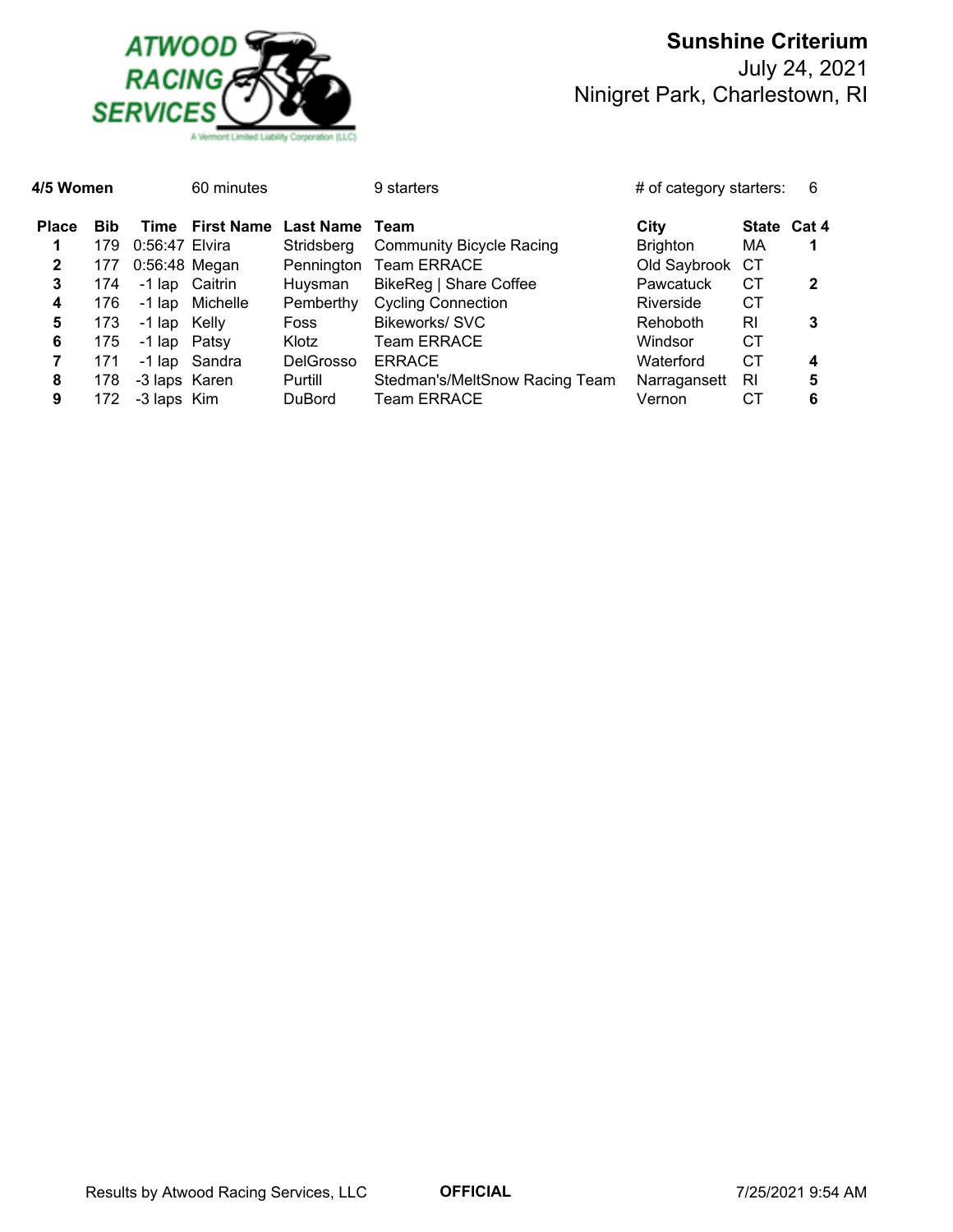**Sunshine Criterium**
July 24, 2021
Ninigret Park, Charlestown, RI

**4/5 Women** 60 minutes 9 starters # of category starters: 6

| Place | Bib | Time | First Name | Last Name | Team | City | State | Cat 4 |
|---|---|---|---|---|---|---|---|---|
| **1** | 179 | 0:56:47 | Elvira | Stridsberg | Community Bicycle Racing | Brighton | MA | **1** |
| **2** | 177 | 0:56:48 | Megan | Pennington | Team ERRACE | Old Saybrook | CT | |
| **3** | 174 | -1 lap | Caitrin | Huysman | BikeReg \| Share Coffee | Pawcatuck | CT | **2** |
| **4** | 176 | -1 lap | Michelle | Pemberthy | Cycling Connection | Riverside | CT | |
| **5** | 173 | -1 lap | Kelly | Foss | Bikeworks/ SVC | Rehoboth | RI | **3** |
| **6** | 175 | -1 lap | Patsy | Klotz | Team ERRACE | Windsor | CT | |
| **7** | 171 | -1 lap | Sandra | DelGrosso | ERRACE | Waterford | CT | **4** |
| **8** | 178 | -3 laps | Karen | Purtill | Stedman's/MeltSnow Racing Team | Narragansett | RI | **5** |
| **9** | 172 | -3 laps | Kim | DuBord | Team ERRACE | Vernon | CT | **6** |

Results by Atwood Racing Services, LLC **OFFICIAL** 7/25/2021 9:54 AM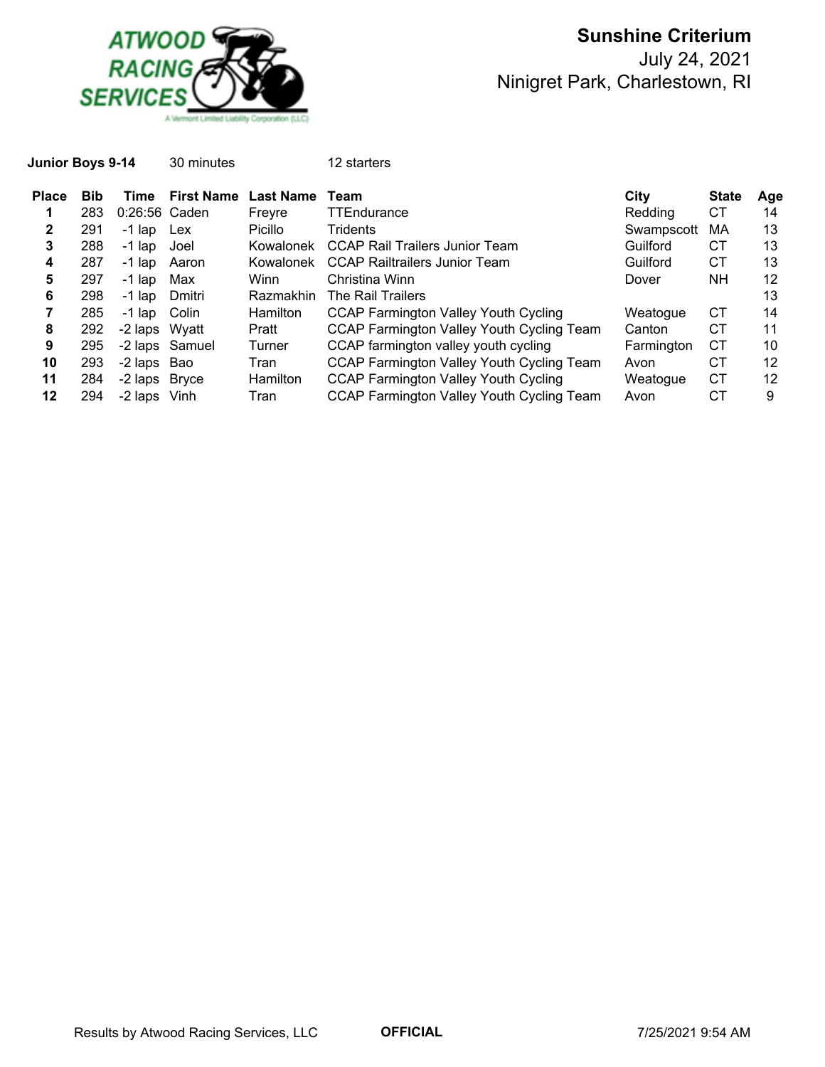**Sunshine Criterium**
July 24, 2021
Ninigret Park, Charlestown, RI

**Junior Boys 9-14** 30 minutes 12 starters

| Place | Bib | Time | First Name | Last Name | Team | City | State | Age |
|---|---|---|---|---|---|---|---|---|
| 1 | 283 | 0:26:56 | Caden | Freyre | TTEndurance | Redding | CT | 14 |
| 2 | 291 | -1 lap | Lex | Picillo | Tridents | Swampscott | MA | 13 |
| 3 | 288 | -1 lap | Joel | Kowalonek | CCAP Rail Trailers Junior Team | Guilford | CT | 13 |
| 4 | 287 | -1 lap | Aaron | Kowalonek | CCAP Railtrailers Junior Team | Guilford | CT | 13 |
| 5 | 297 | -1 lap | Max | Winn | Christina Winn | Dover | NH | 12 |
| 6 | 298 | -1 lap | Dmitri | Razmakhin | The Rail Trailers | | | 13 |
| 7 | 285 | -1 lap | Colin | Hamilton | CCAP Farmington Valley Youth Cycling | Weatogue | CT | 14 |
| 8 | 292 | -2 laps | Wyatt | Pratt | CCAP Farmington Valley Youth Cycling Team | Canton | CT | 11 |
| 9 | 295 | -2 laps | Samuel | Turner | CCAP farmington valley youth cycling | Farmington | CT | 10 |
| 10 | 293 | -2 laps | Bao | Tran | CCAP Farmington Valley Youth Cycling Team | Avon | CT | 12 |
| 11 | 284 | -2 laps | Bryce | Hamilton | CCAP Farmington Valley Youth Cycling | Weatogue | CT | 12 |
| 12 | 294 | -2 laps | Vinh | Tran | CCAP Farmington Valley Youth Cycling Team | Avon | CT | 9 |

Results by Atwood Racing Services, LLC **OFFICIAL** 7/25/2021 9:54 AM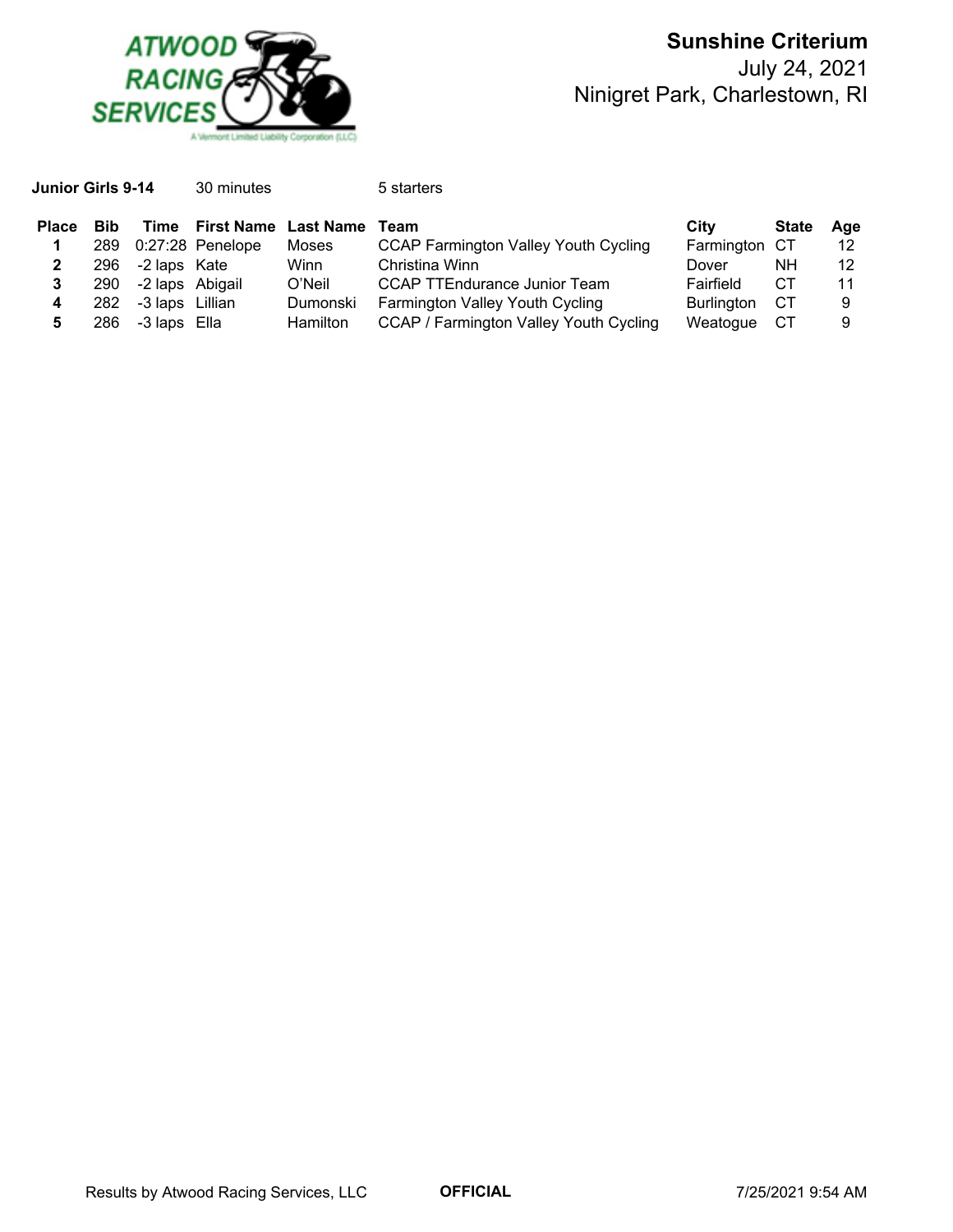# Sunshine Criterium

July 24, 2021

Ninigret Park, Charlestown, RI

**Junior Girls 9-14** 30 minutes 5 starters

| Place | Bib | Time | First Name | Last Name | Team | City | State | Age |
|---|---|---|---|---|---|---|---|---|
| 1 | 289 | 0:27:28 | Penelope | Moses | CCAP Farmington Valley Youth Cycling | Farmington | CT | 12 |
| 2 | 296 | -2 laps | Kate | Winn | Christina Winn | Dover | NH | 12 |
| 3 | 290 | -2 laps | Abigail | O'Neil | CCAP TTEndurance Junior Team | Fairfield | CT | 11 |
| 4 | 282 | -3 laps | Lillian | Dumonski | Farmington Valley Youth Cycling | Burlington | CT | 9 |
| 5 | 286 | -3 laps | Ella | Hamilton | CCAP / Farmington Valley Youth Cycling | Weatogue | CT | 9 |

Results by Atwood Racing Services, LLC **OFFICIAL** 7/25/2021 9:54 AM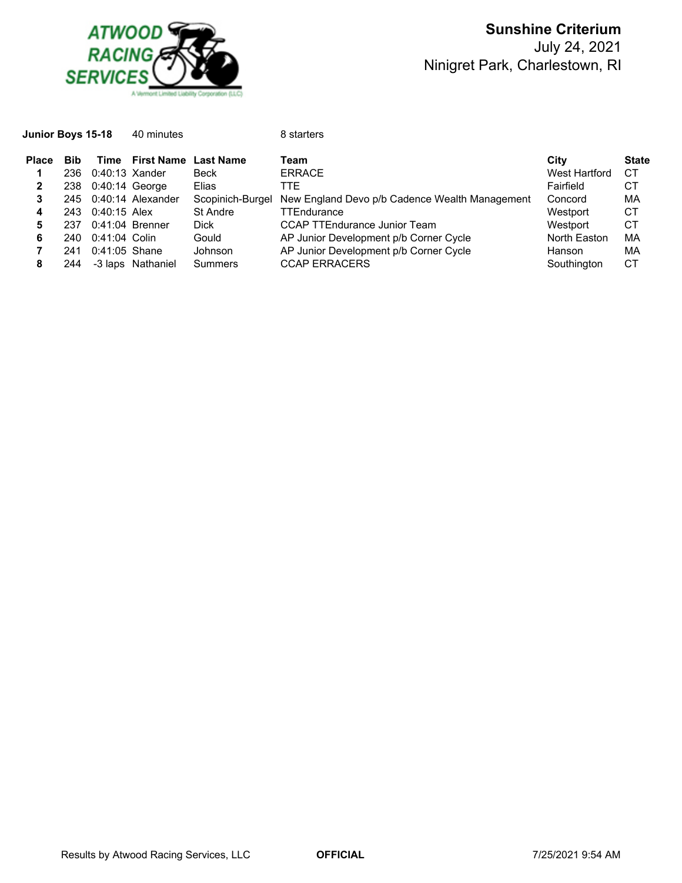ATWOOD RACING SERVICES

A Vermont Limited Liability Corporation (LLC)

# Sunshine Criterium

July 24, 2021

Ninigret Park, Charlestown, RI

**Junior Boys 15-18** 40 minutes 8 starters

| Place | Bib | Time | First Name | Last Name | Team | City | State |
|---|---|---|---|---|---|---|---|
| **1** | 236 | 0:40:13 | Xander | Beck | ERRACE | West Hartford | CT |
| **2** | 238 | 0:40:14 | George | Elias | TTE | Fairfield | CT |
| **3** | 245 | 0:40:14 | Alexander | Scopinich-Burgel | New England Devo p/b Cadence Wealth Management | Concord | MA |
| **4** | 243 | 0:40:15 | Alex | St Andre | TTEndurance | Westport | CT |
| **5** | 237 | 0:41:04 | Brenner | Dick | CCAP TTEndurance Junior Team | Westport | CT |
| **6** | 240 | 0:41:04 | Colin | Gould | AP Junior Development p/b Corner Cycle | North Easton | MA |
| **7** | 241 | 0:41:05 | Shane | Johnson | AP Junior Development p/b Corner Cycle | Hanson | MA |
| **8** | 244 | -3 laps | Nathaniel | Summers | CCAP ERRACERS | Southington | CT |

Results by Atwood Racing Services, LLC **OFFICIAL** 7/25/2021 9:54 AM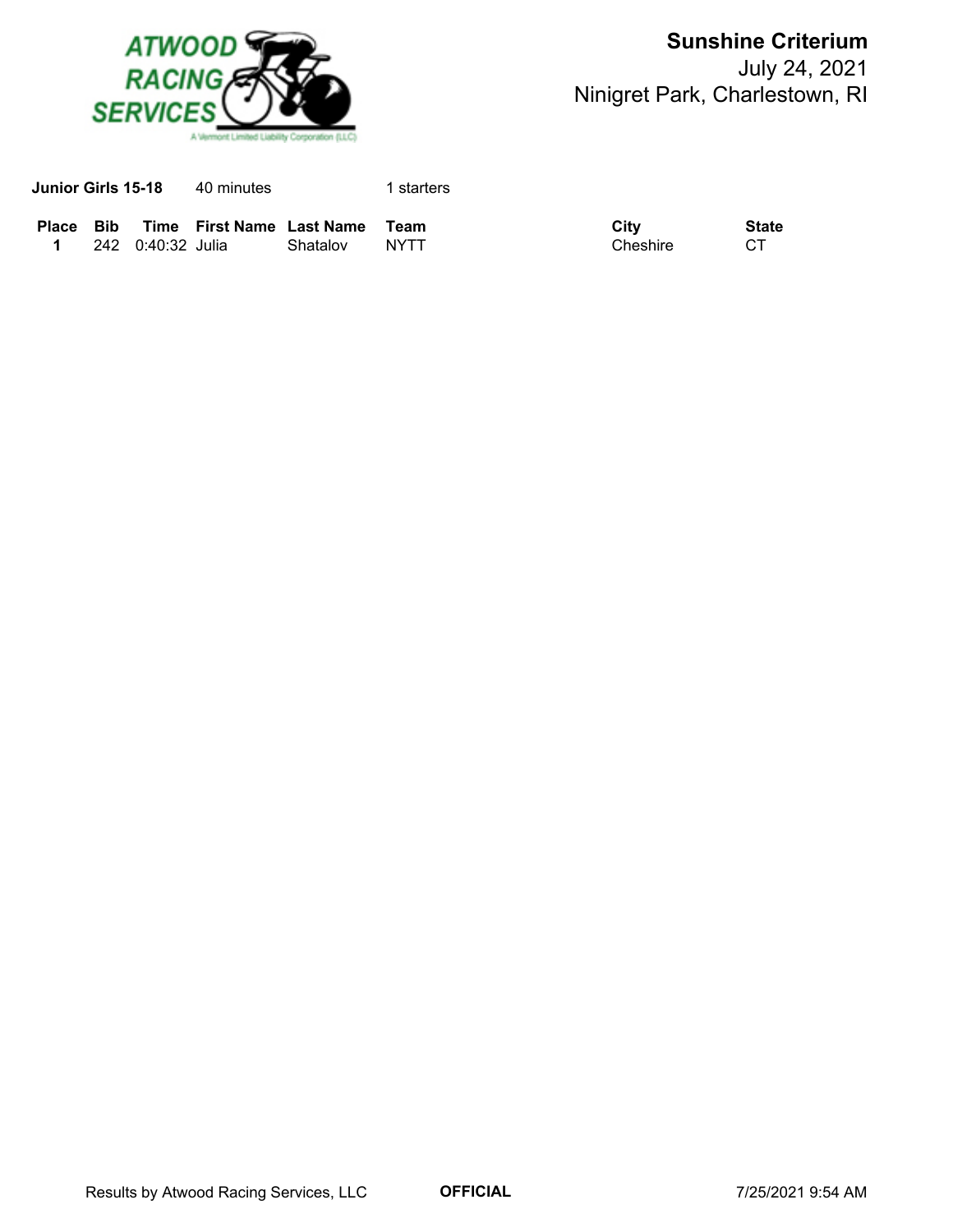**Sunshine Criterium**
July 24, 2021
Ninigret Park, Charlestown, RI

**Junior Girls 15-18** 40 minutes 1 starters

| Place | Bib | Time | First Name | Last Name | Team | City | State |
|---|---|---|---|---|---|---|---|
| 1 | 242 | 0:40:32 | Julia | Shatalov | NYTT | Cheshire | CT |

Results by Atwood Racing Services, LLC **OFFICIAL** 7/25/2021 9:54 AM